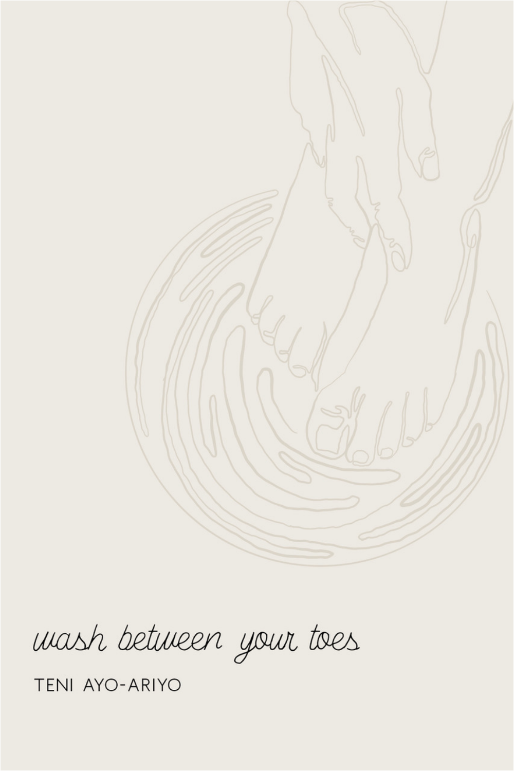# wash between your toes

TENI AYO-ARIYO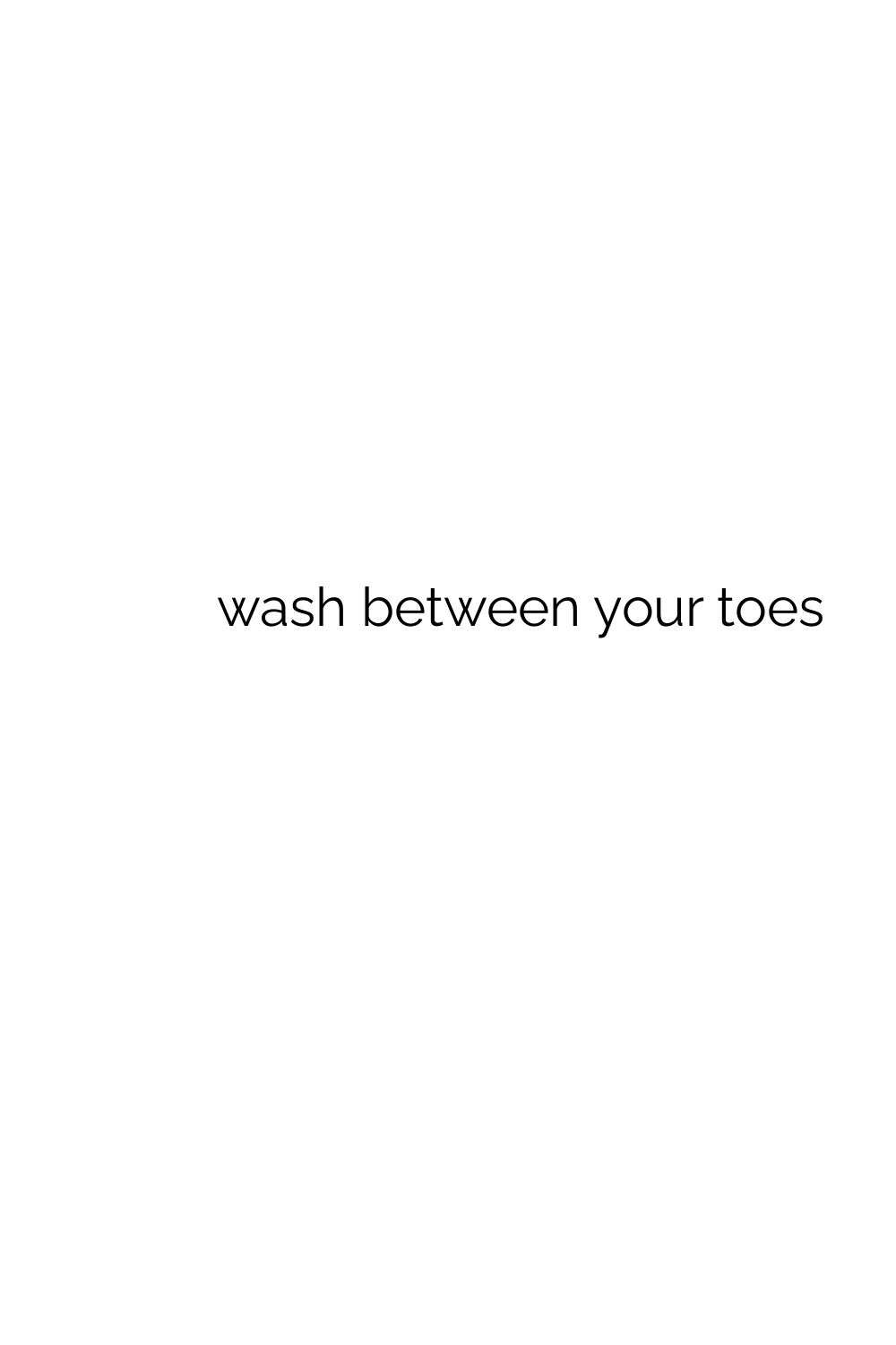wash between your toes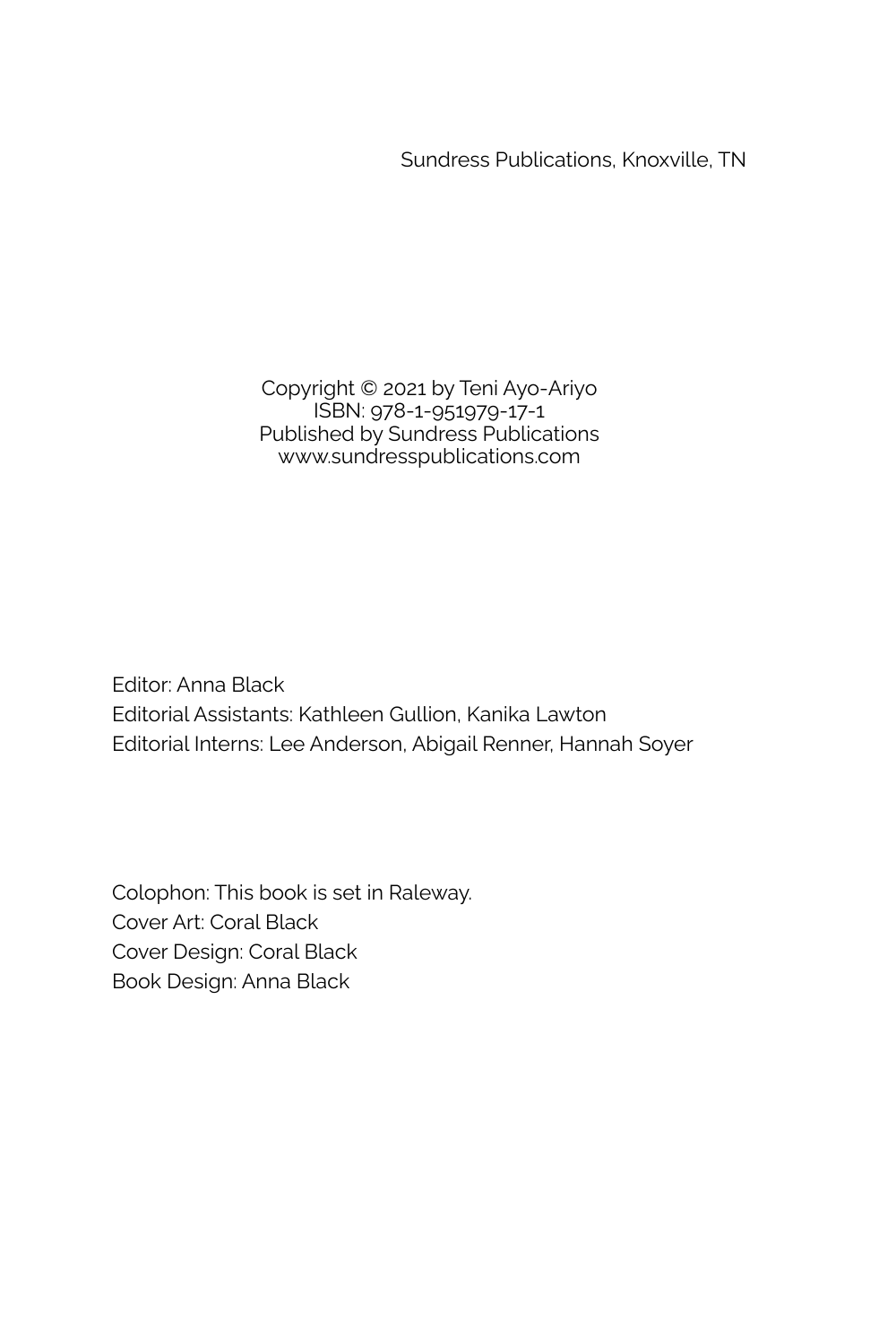Sundress Publications, Knoxville, TN

Copyright © 2021 by Teni Ayo-Ariyo
ISBN: 978-1-951979-17-1
Published by Sundress Publications
www.sundresspublications.com

Editor: Anna Black
Editorial Assistants: Kathleen Gullion, Kanika Lawton
Editorial Interns: Lee Anderson, Abigail Renner, Hannah Soyer

Colophon: This book is set in Raleway.
Cover Art: Coral Black
Cover Design: Coral Black
Book Design: Anna Black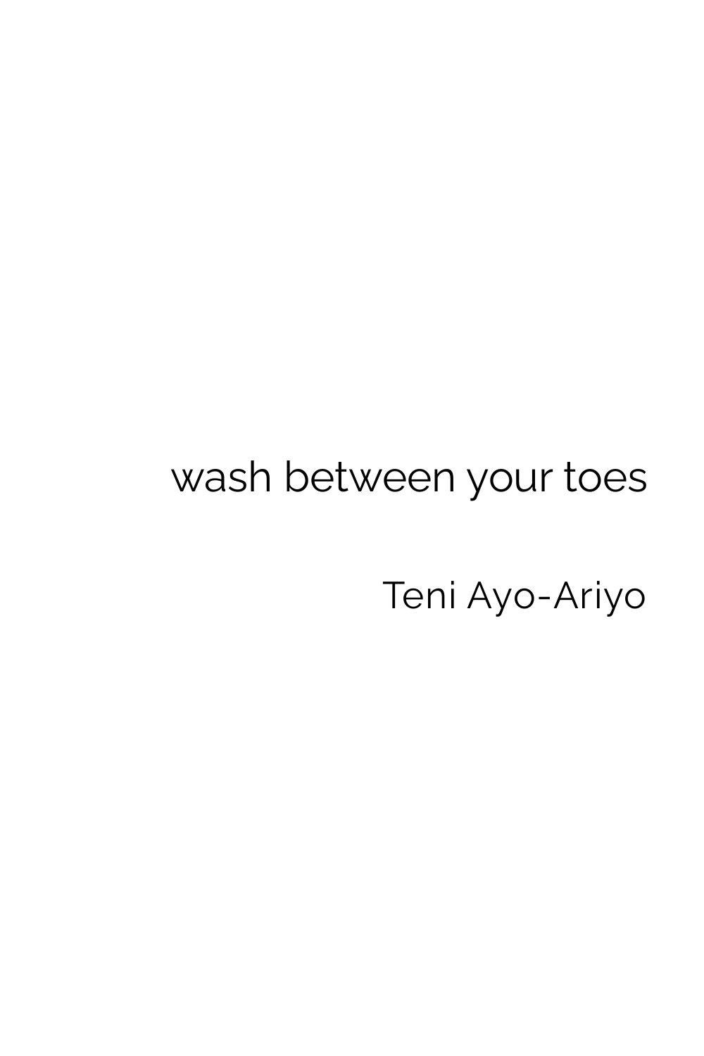# wash between your toes

Teni Ayo-Ariyo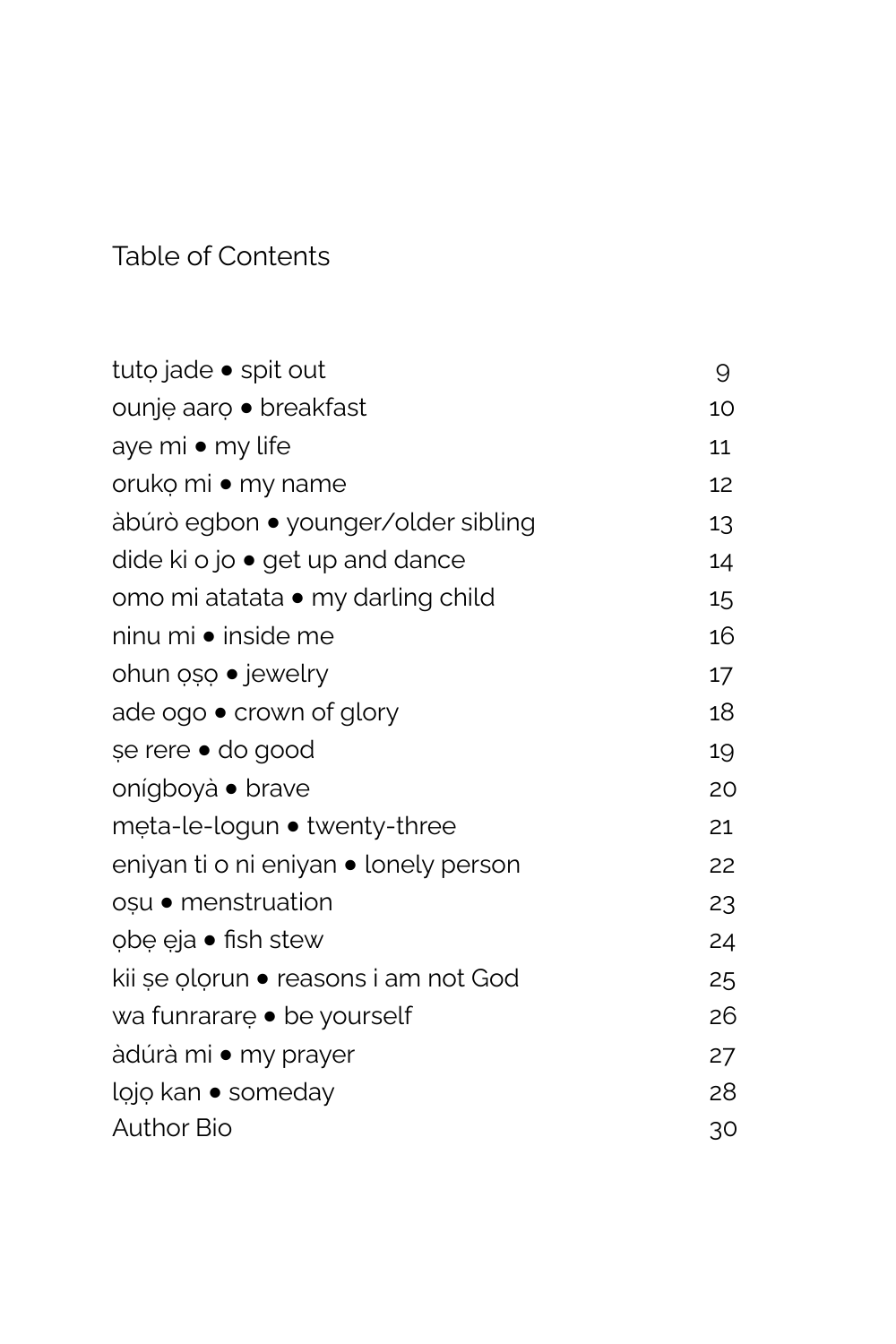# Table of Contents

| | |
|---|---|
| tutọ jade • spit out | 9 |
| ounjẹ aarọ • breakfast | 10 |
| aye mi • my life | 11 |
| orukọ mi • my name | 12 |
| àbúrò egbon • younger/older sibling | 13 |
| dide ki o jo • get up and dance | 14 |
| omo mi atatata • my darling child | 15 |
| ninu mi • inside me | 16 |
| ohun ọṣọ • jewelry | 17 |
| ade ogo • crown of glory | 18 |
| ṣe rere • do good | 19 |
| onígboyà • brave | 20 |
| mẹta-le-logun • twenty-three | 21 |
| eniyan ti o ni eniyan • lonely person | 22 |
| oṣu • menstruation | 23 |
| ọbẹ ẹja • fish stew | 24 |
| kii ṣe ọlọrun • reasons i am not God | 25 |
| wa funrararẹ • be yourself | 26 |
| àdúrà mi • my prayer | 27 |
| lọjọ kan • someday | 28 |
| Author Bio | 30 |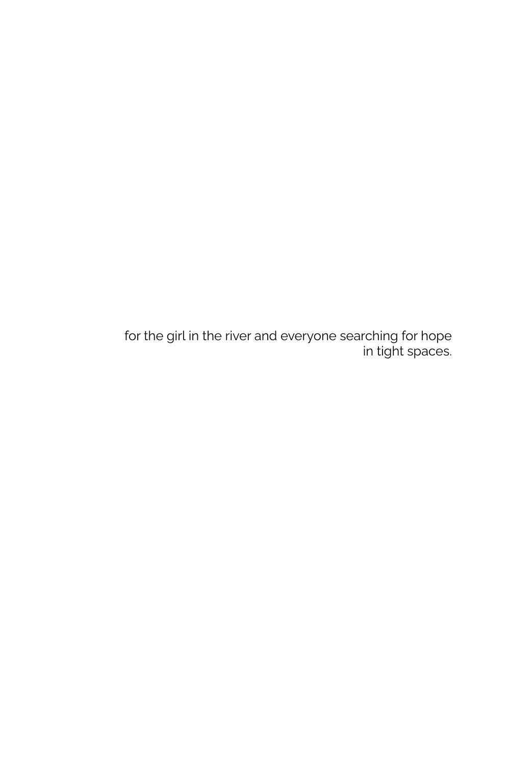for the girl in the river and everyone searching for hope in tight spaces.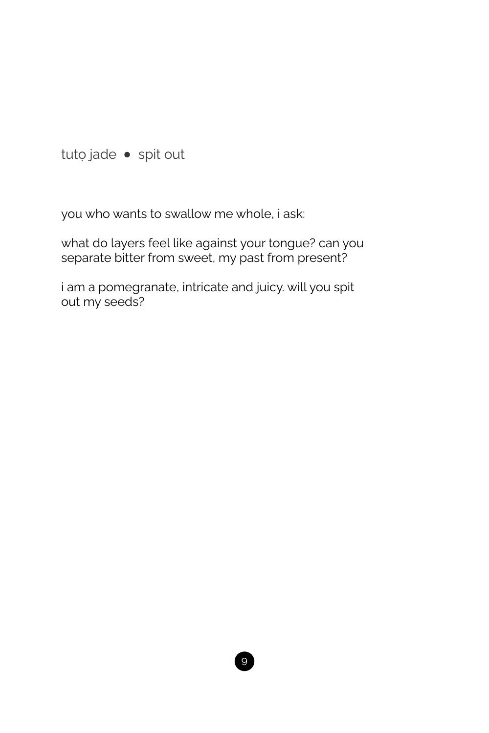## tuṭọ jade • spit out

you who wants to swallow me whole, i ask:

what do layers feel like against your tongue? can you separate bitter from sweet, my past from present?

i am a pomegranate, intricate and juicy. will you spit out my seeds?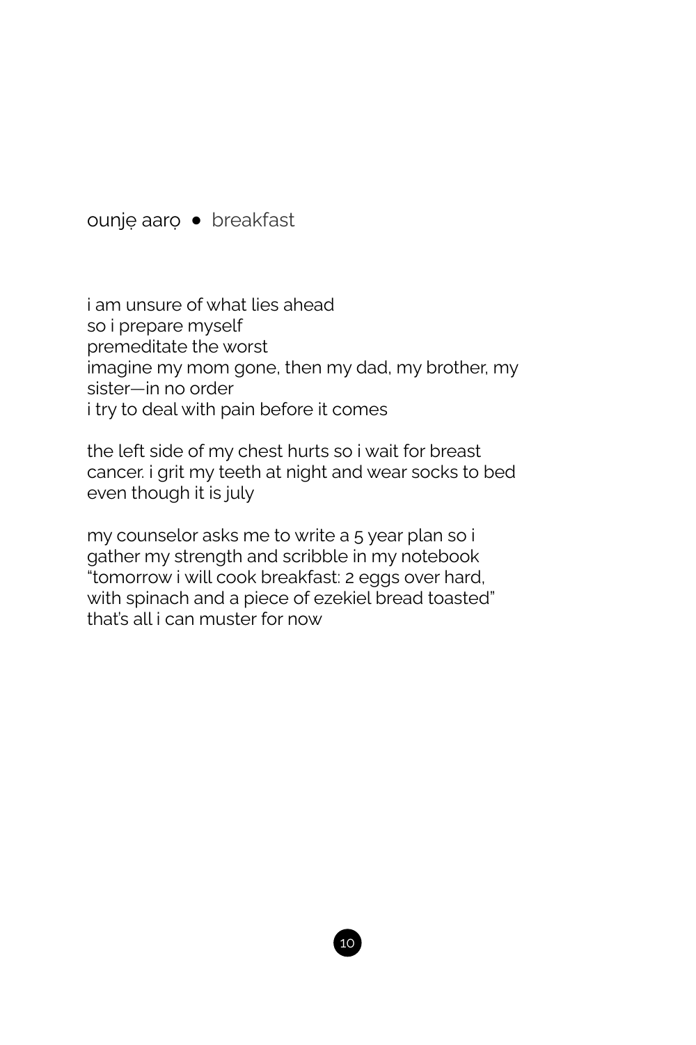## ounjẹ aarọ • breakfast

i am unsure of what lies ahead
so i prepare myself
premeditate the worst
imagine my mom gone, then my dad, my brother, my sister—in no order
i try to deal with pain before it comes

the left side of my chest hurts so i wait for breast cancer. i grit my teeth at night and wear socks to bed even though it is july

my counselor asks me to write a 5 year plan so i gather my strength and scribble in my notebook "tomorrow i will cook breakfast: 2 eggs over hard, with spinach and a piece of ezekiel bread toasted"
that's all i can muster for now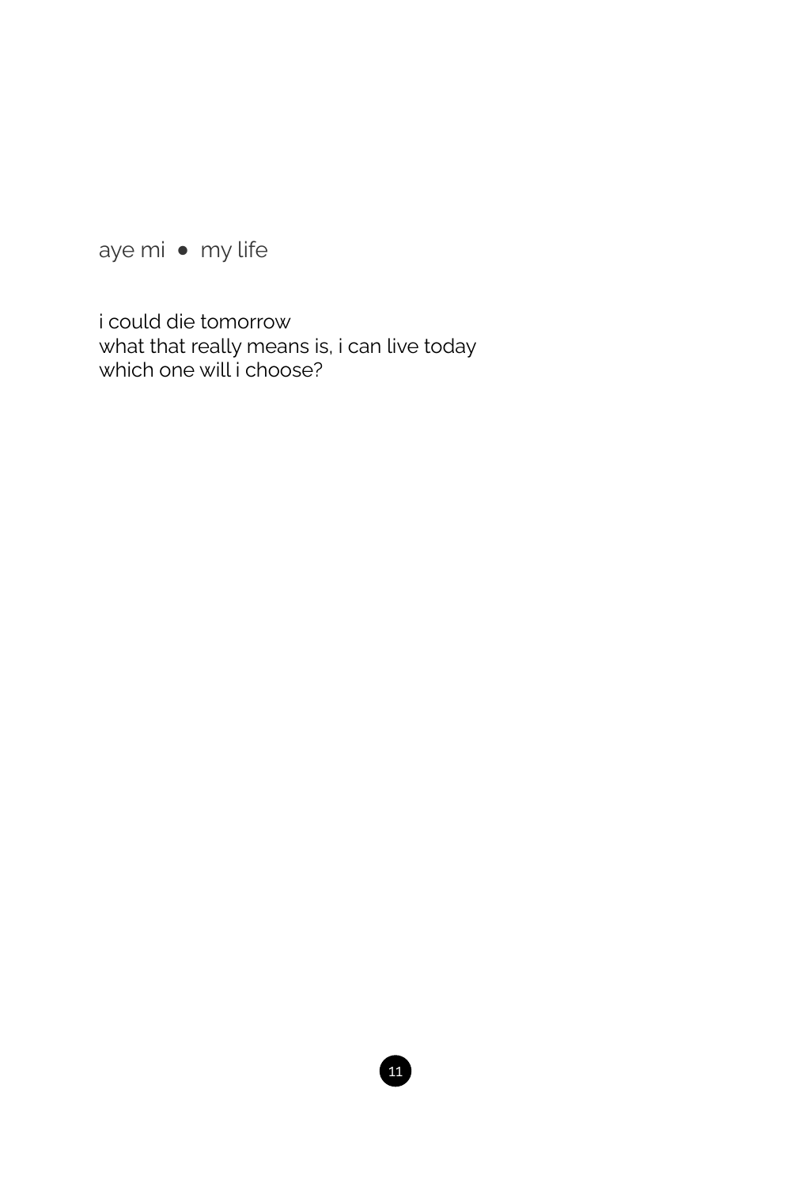aye mi • my life

i could die tomorrow
what that really means is, i can live today
which one will i choose?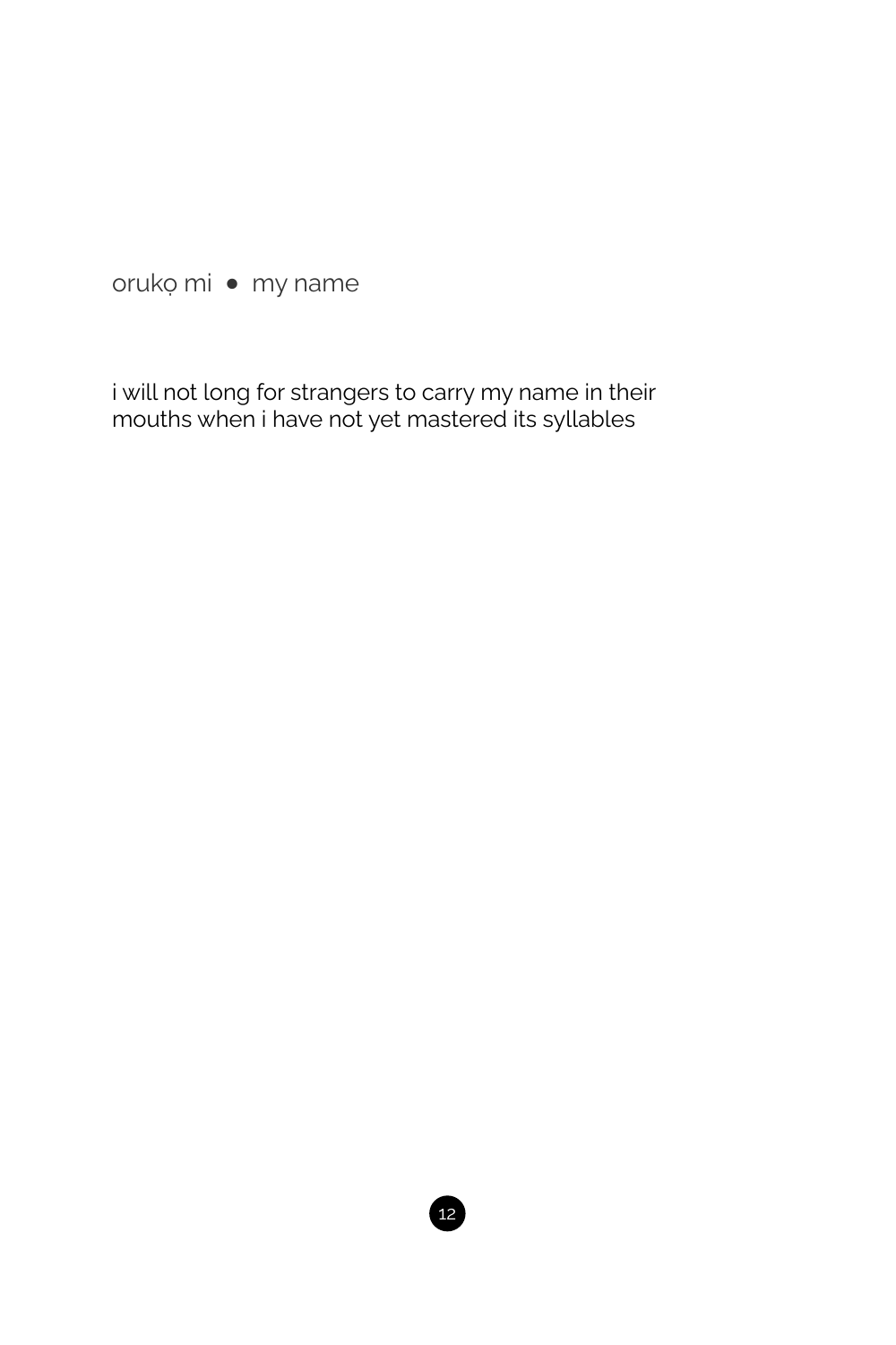orukọ mi • my name

i will not long for strangers to carry my name in their mouths when i have not yet mastered its syllables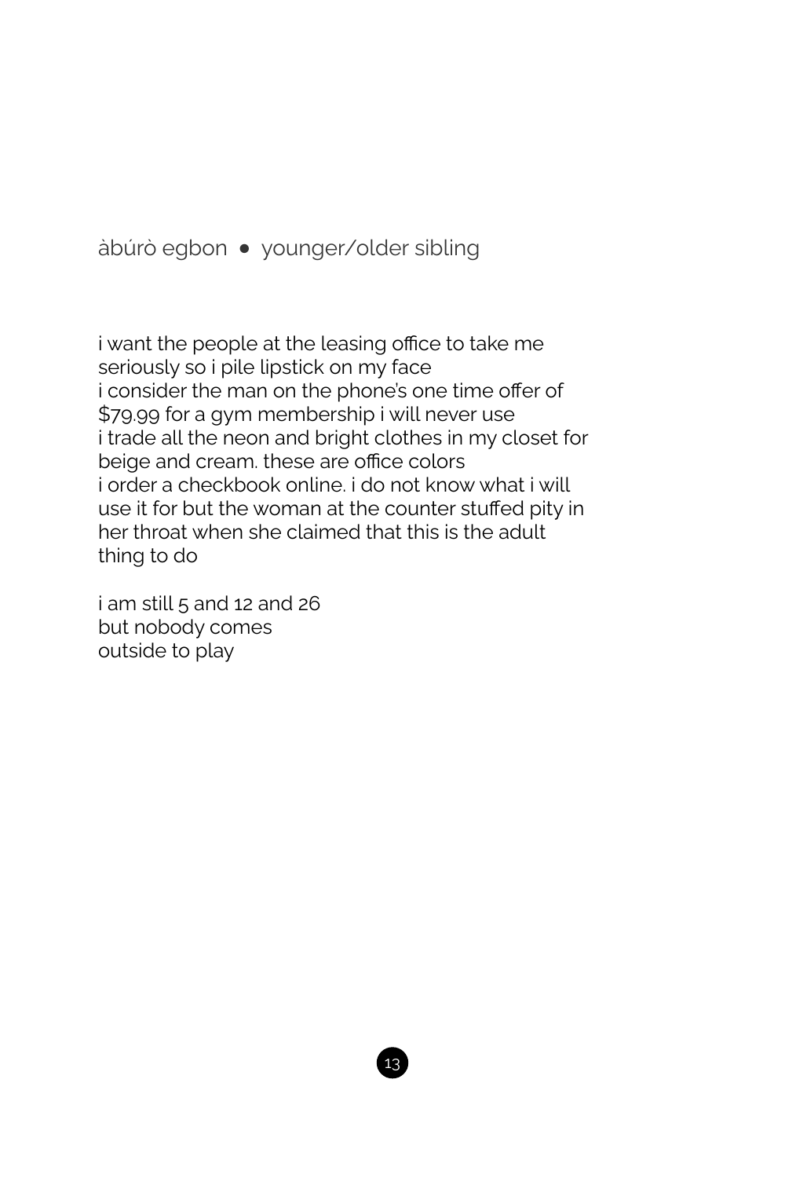## àbúrò egbon • younger/older sibling

i want the people at the leasing office to take me seriously so i pile lipstick on my face
i consider the man on the phone's one time offer of $79.99 for a gym membership i will never use
i trade all the neon and bright clothes in my closet for beige and cream. these are office colors
i order a checkbook online. i do not know what i will use it for but the woman at the counter stuffed pity in her throat when she claimed that this is the adult thing to do

i am still 5 and 12 and 26
but nobody comes
outside to play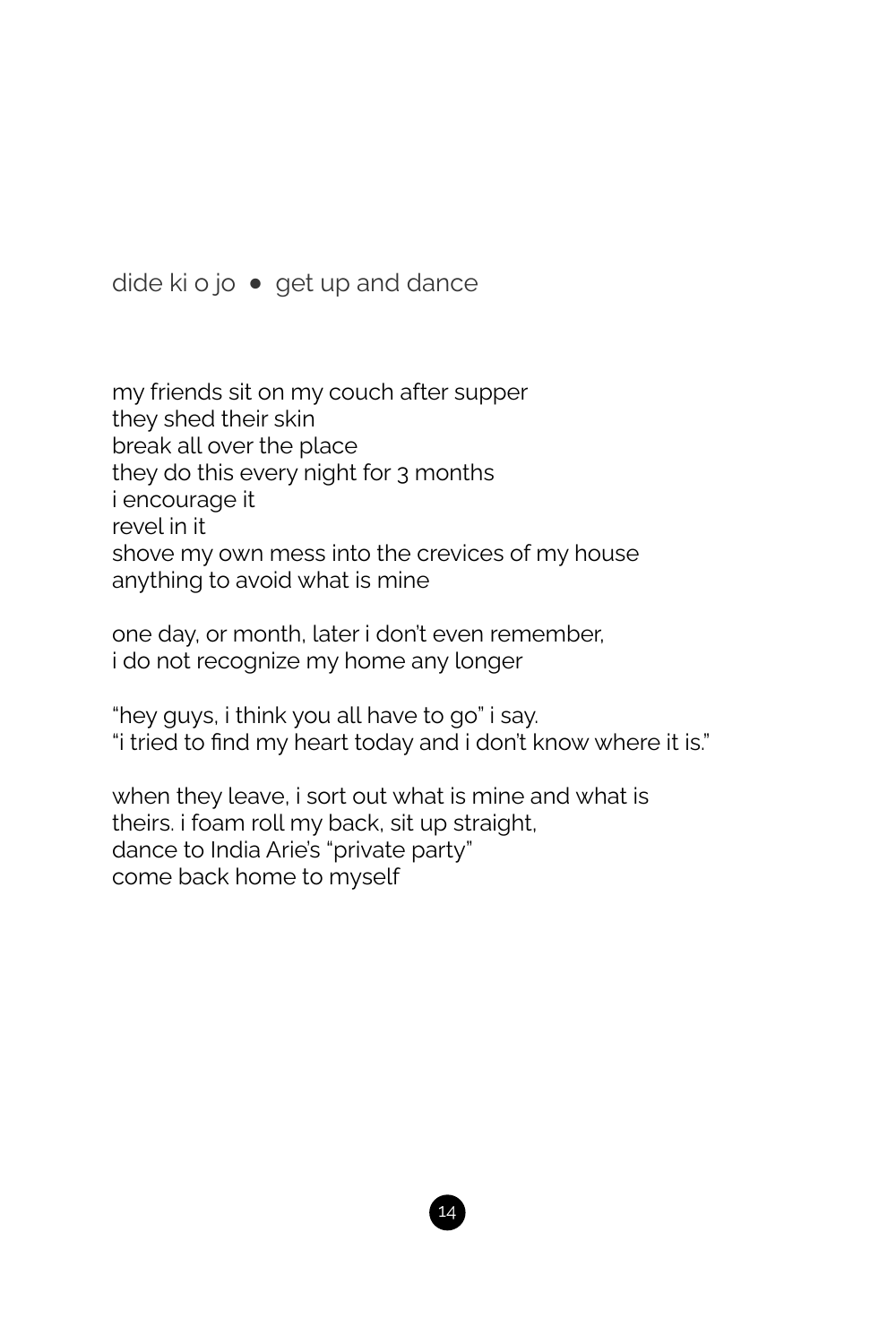## dide ki o jo • get up and dance

my friends sit on my couch after supper
they shed their skin
break all over the place
they do this every night for 3 months
i encourage it
revel in it
shove my own mess into the crevices of my house
anything to avoid what is mine

one day, or month, later i don't even remember,
i do not recognize my home any longer

"hey guys, i think you all have to go" i say.
"i tried to find my heart today and i don't know where it is."

when they leave, i sort out what is mine and what is
theirs. i foam roll my back, sit up straight,
dance to India Arie's "private party"
come back home to myself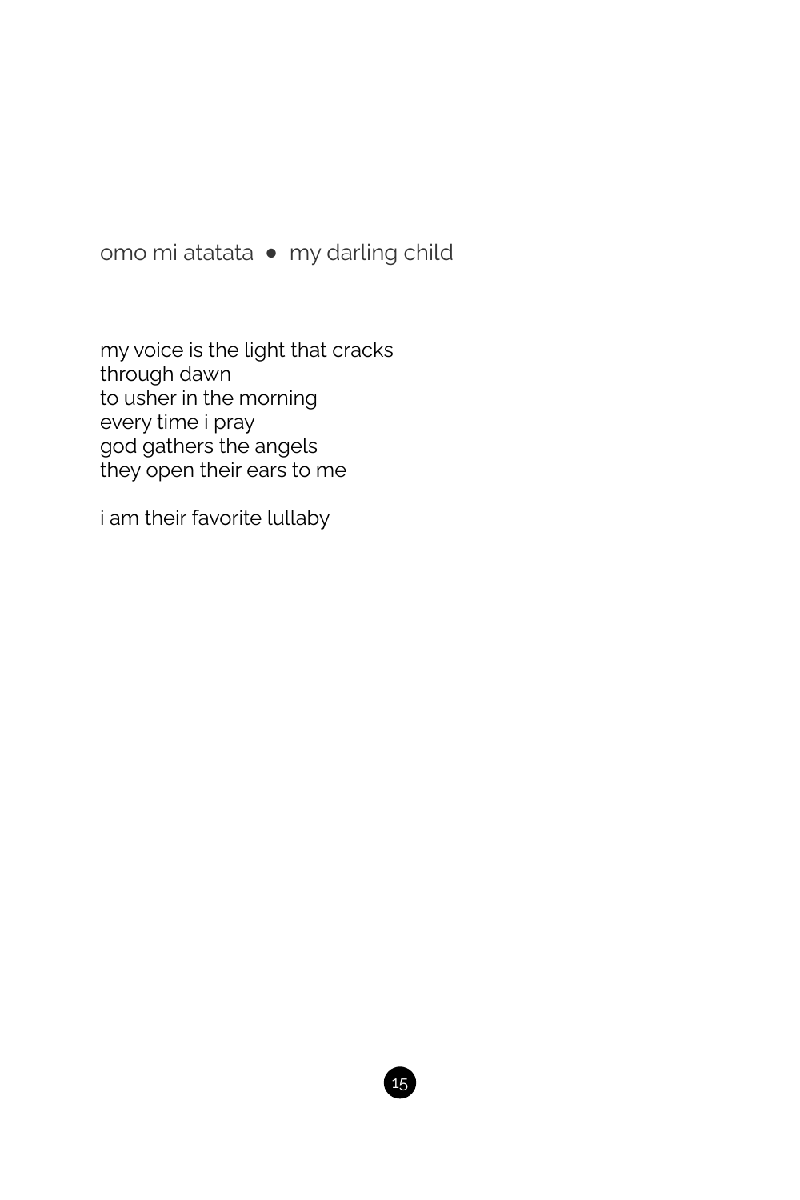## omo mi atatata • my darling child

my voice is the light that cracks  
through dawn  
to usher in the morning  
every time i pray  
god gathers the angels  
they open their ears to me

i am their favorite lullaby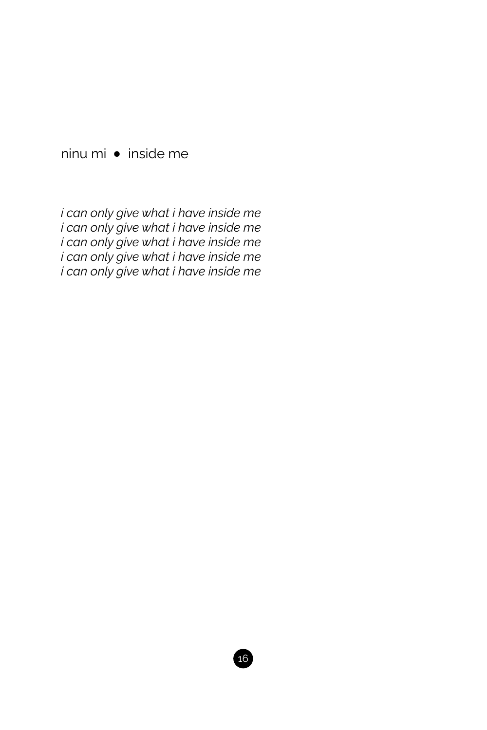ninu mi • inside me

*i can only give what i have inside me*
*i can only give what i have inside me*
*i can only give what i have inside me*
*i can only give what i have inside me*
*i can only give what i have inside me*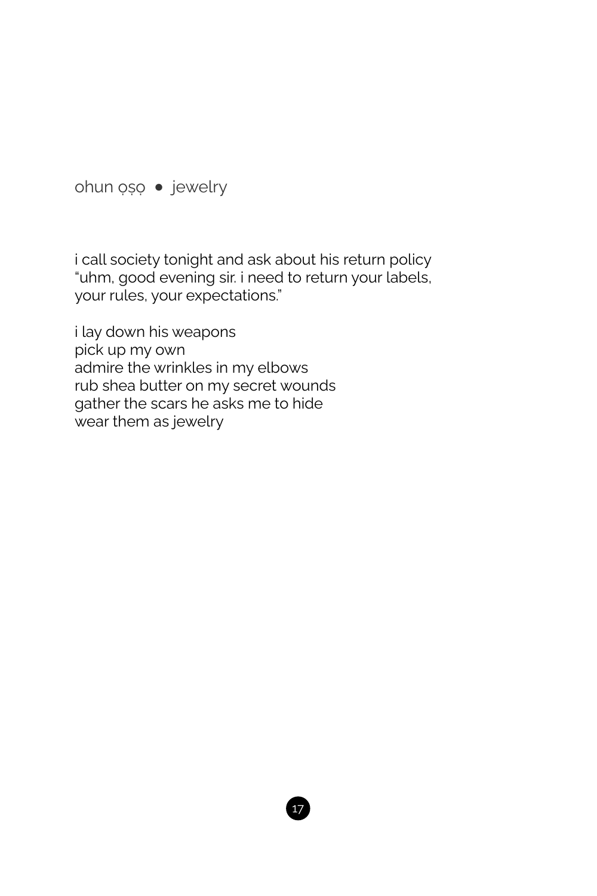## ohun ọṣọ • jewelry

i call society tonight and ask about his return policy
"uhm, good evening sir. i need to return your labels,
your rules, your expectations."

i lay down his weapons
pick up my own
admire the wrinkles in my elbows
rub shea butter on my secret wounds
gather the scars he asks me to hide
wear them as jewelry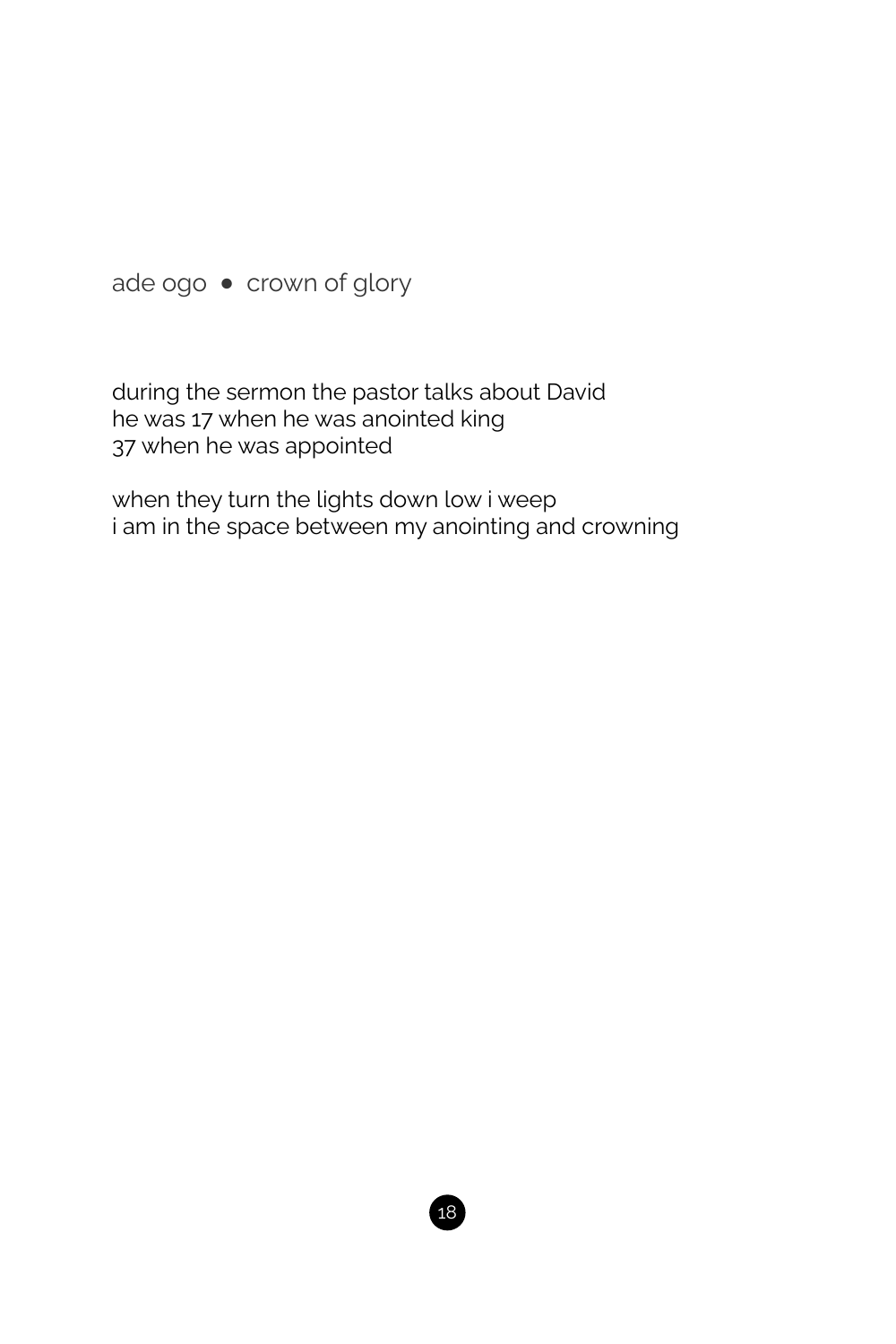## ade ogo • crown of glory

during the sermon the pastor talks about David
he was 17 when he was anointed king
37 when he was appointed

when they turn the lights down low i weep
i am in the space between my anointing and crowning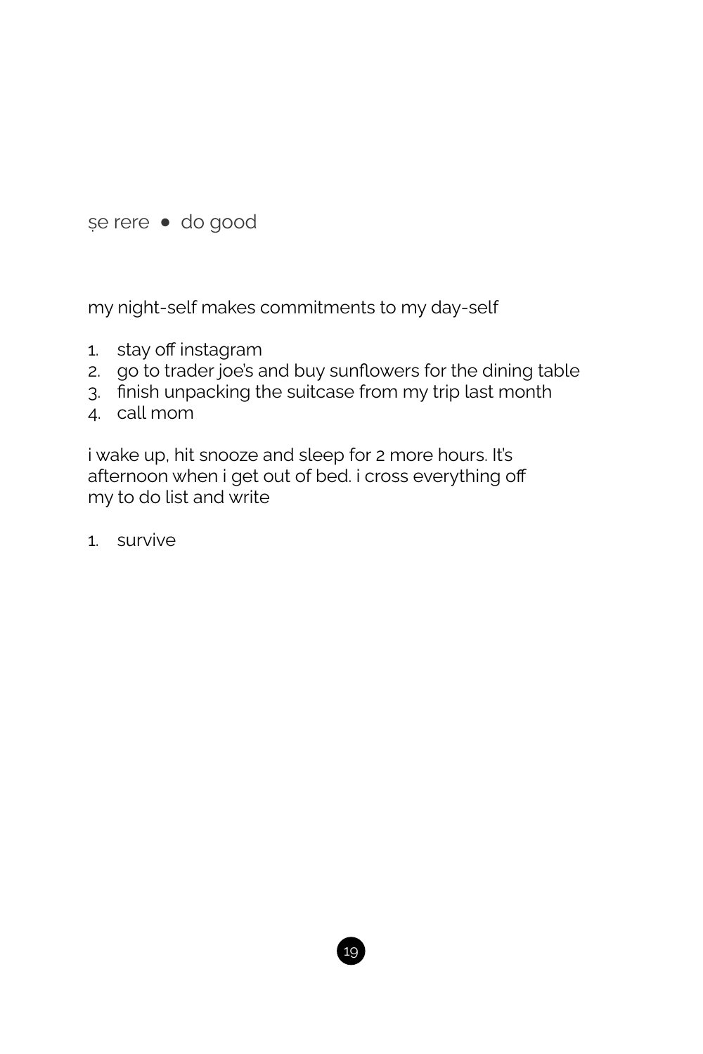## ṣe rere • do good

my night-self makes commitments to my day-self

1. stay off instagram
2. go to trader joe's and buy sunflowers for the dining table
3. finish unpacking the suitcase from my trip last month
4. call mom

i wake up, hit snooze and sleep for 2 more hours. It's afternoon when i get out of bed. i cross everything off my to do list and write

1. survive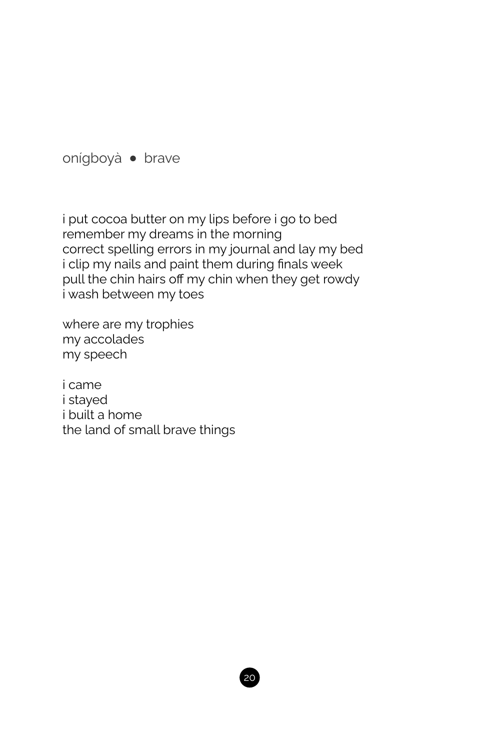## onígboyà • brave

i put cocoa butter on my lips before i go to bed
remember my dreams in the morning
correct spelling errors in my journal and lay my bed
i clip my nails and paint them during finals week
pull the chin hairs off my chin when they get rowdy
i wash between my toes

where are my trophies
my accolades
my speech

i came
i stayed
i built a home
the land of small brave things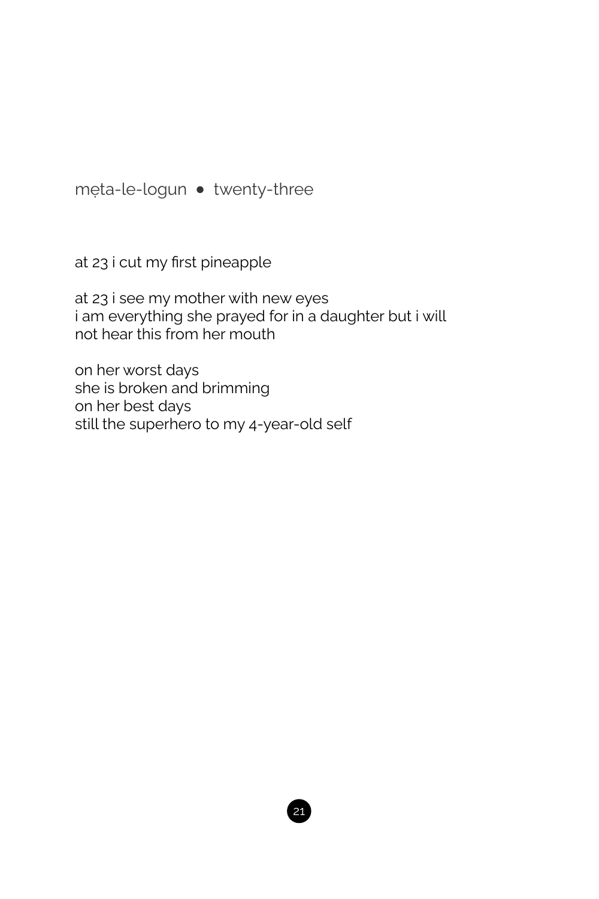## mẹta-le-logun • twenty-three

at 23 i cut my first pineapple

at 23 i see my mother with new eyes  
i am everything she prayed for in a daughter but i will  
not hear this from her mouth

on her worst days  
she is broken and brimming  
on her best days  
still the superhero to my 4-year-old self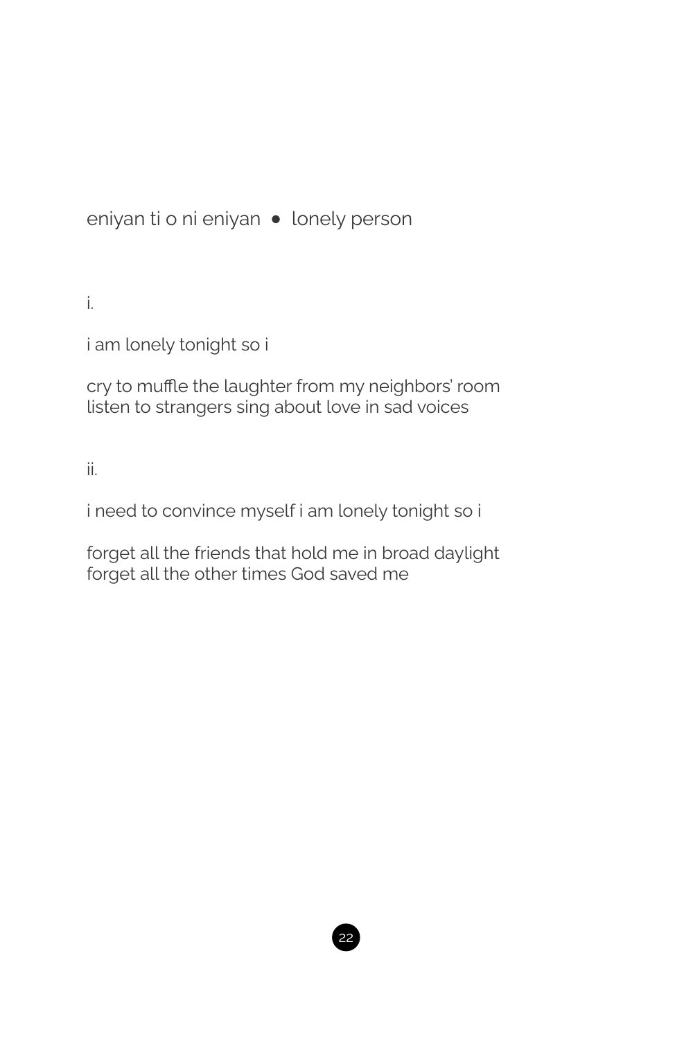## eniyan ti o ni eniyan • lonely person

i.

i am lonely tonight so i

cry to muffle the laughter from my neighbors' room
listen to strangers sing about love in sad voices

ii.

i need to convince myself i am lonely tonight so i

forget all the friends that hold me in broad daylight
forget all the other times God saved me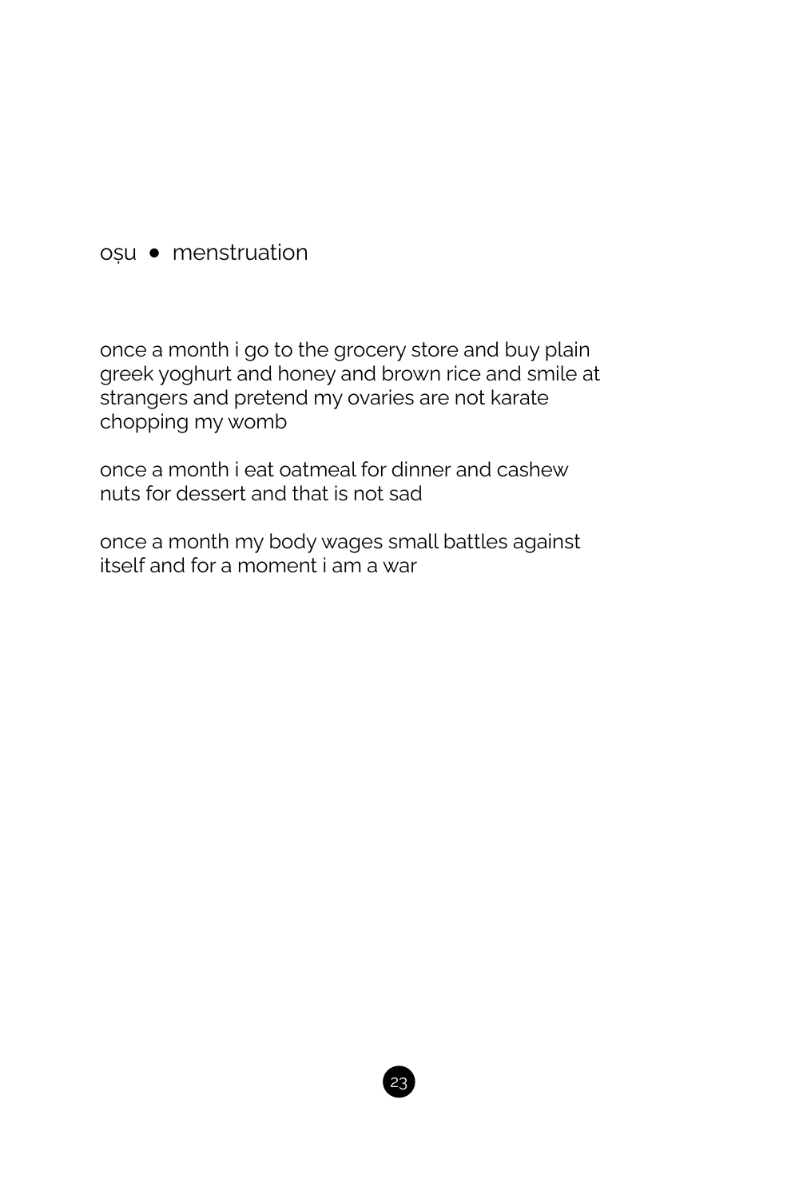## ọṣu • menstruation

once a month i go to the grocery store and buy plain greek yoghurt and honey and brown rice and smile at strangers and pretend my ovaries are not karate chopping my womb

once a month i eat oatmeal for dinner and cashew nuts for dessert and that is not sad

once a month my body wages small battles against itself and for a moment i am a war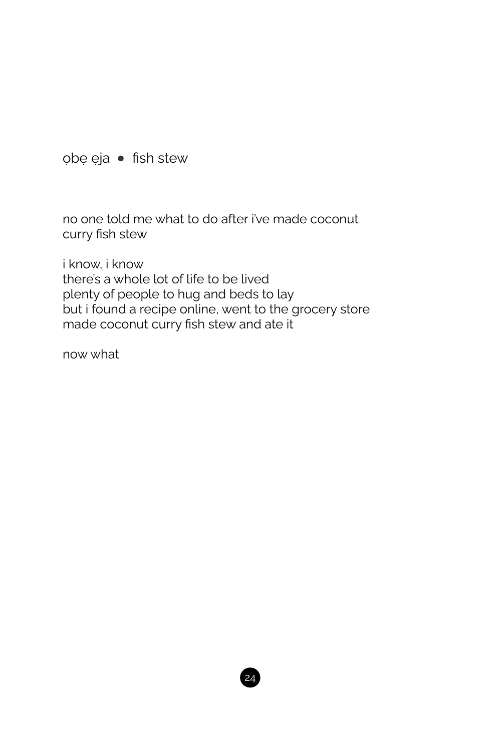## ọbẹ ẹja • fish stew

no one told me what to do after i've made coconut
curry fish stew

i know, i know
there's a whole lot of life to be lived
plenty of people to hug and beds to lay
but i found a recipe online, went to the grocery store
made coconut curry fish stew and ate it

now what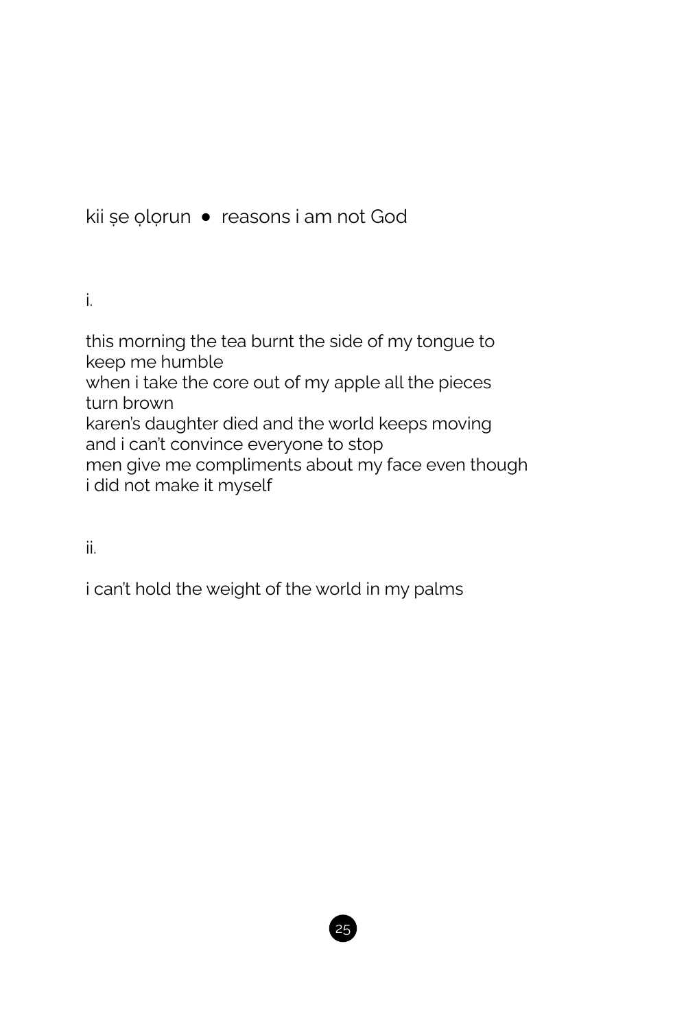## kii ṣe ọlọrun • reasons i am not God

i.

this morning the tea burnt the side of my tongue to keep me humble
when i take the core out of my apple all the pieces turn brown
karen's daughter died and the world keeps moving
and i can't convince everyone to stop
men give me compliments about my face even though
i did not make it myself

ii.

i can't hold the weight of the world in my palms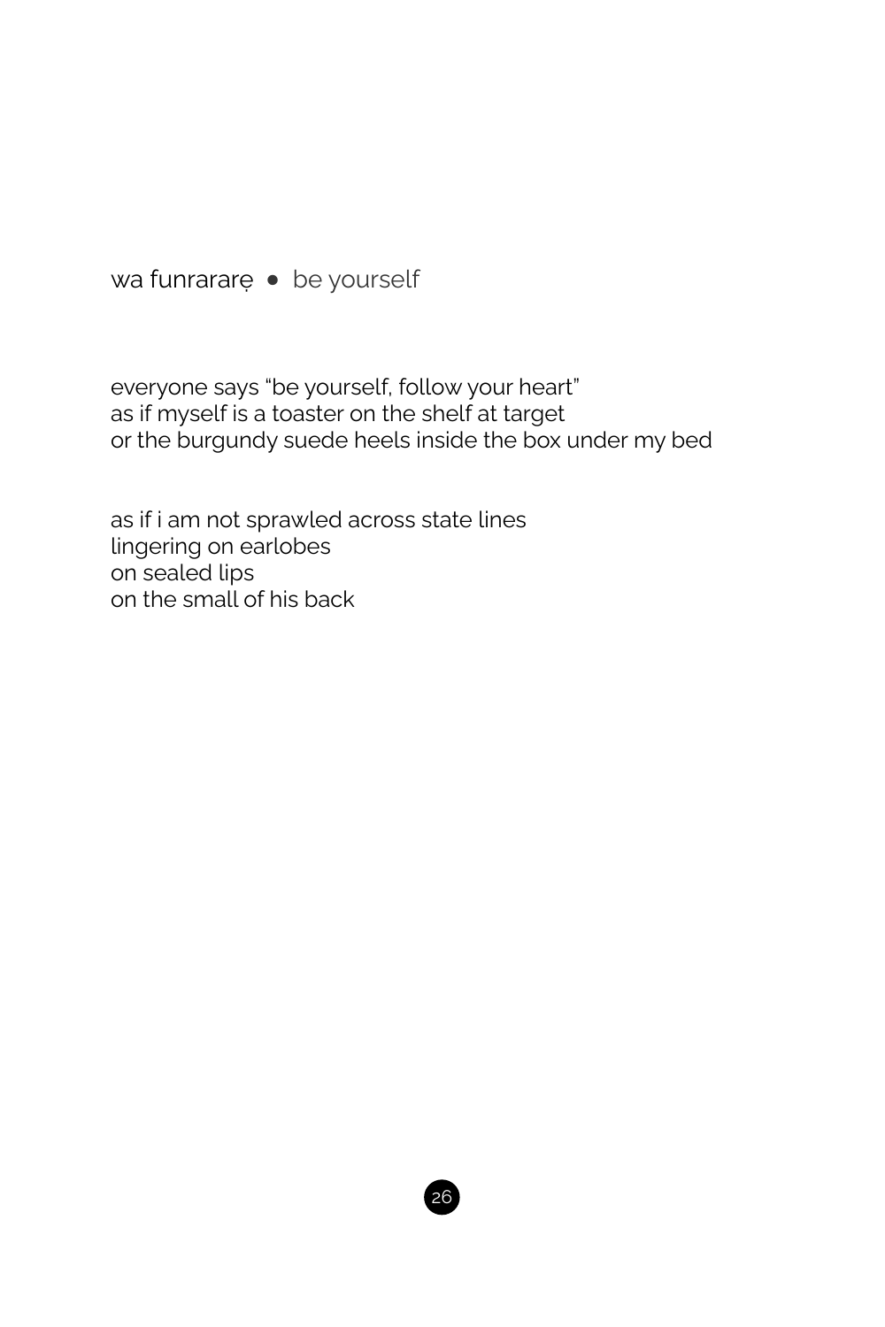## wa funrararẹ • be yourself

everyone says "be yourself, follow your heart"
as if myself is a toaster on the shelf at target
or the burgundy suede heels inside the box under my bed

as if i am not sprawled across state lines
lingering on earlobes
on sealed lips
on the small of his back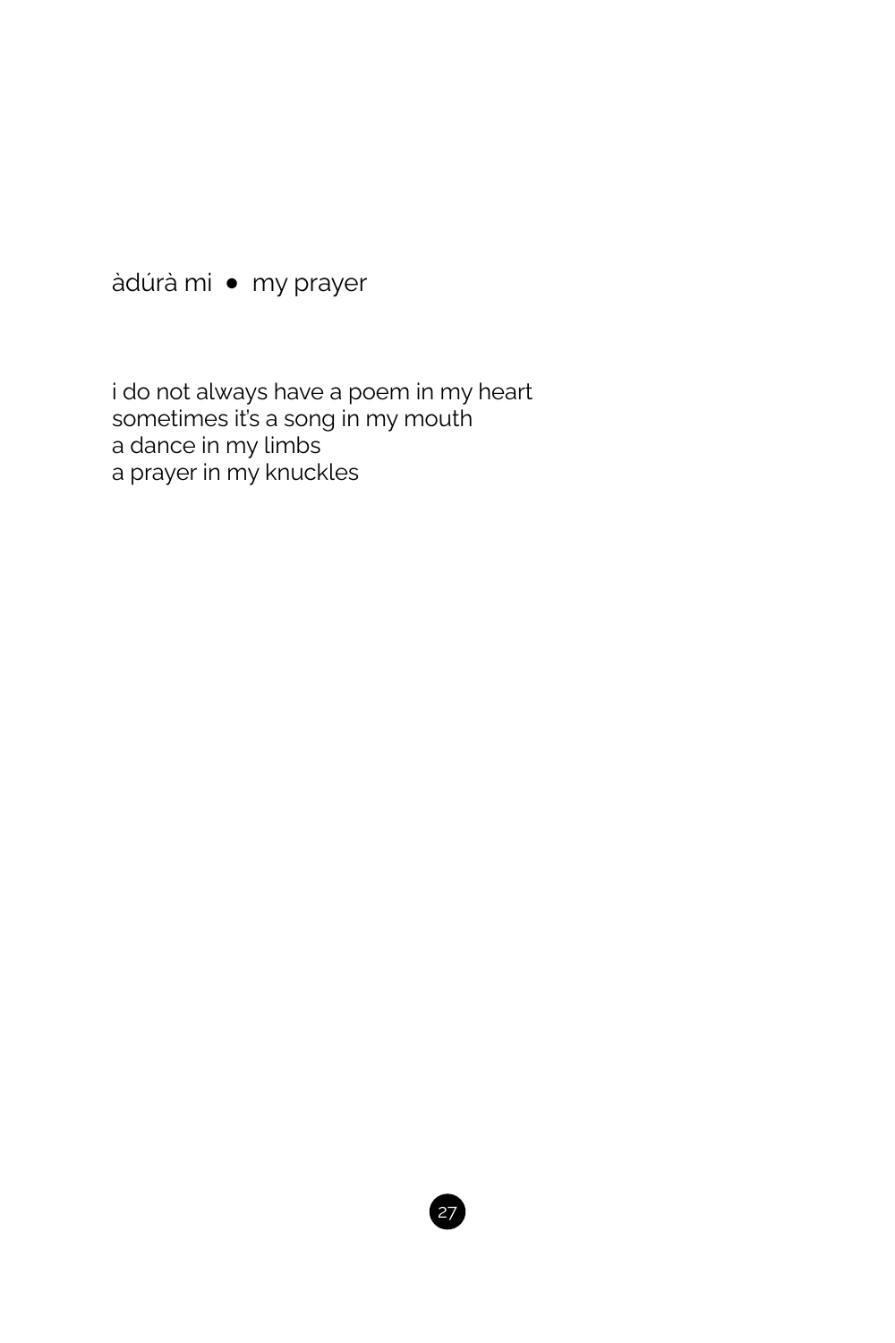## àdúrà mi • my prayer

i do not always have a poem in my heart
sometimes it's a song in my mouth
a dance in my limbs
a prayer in my knuckles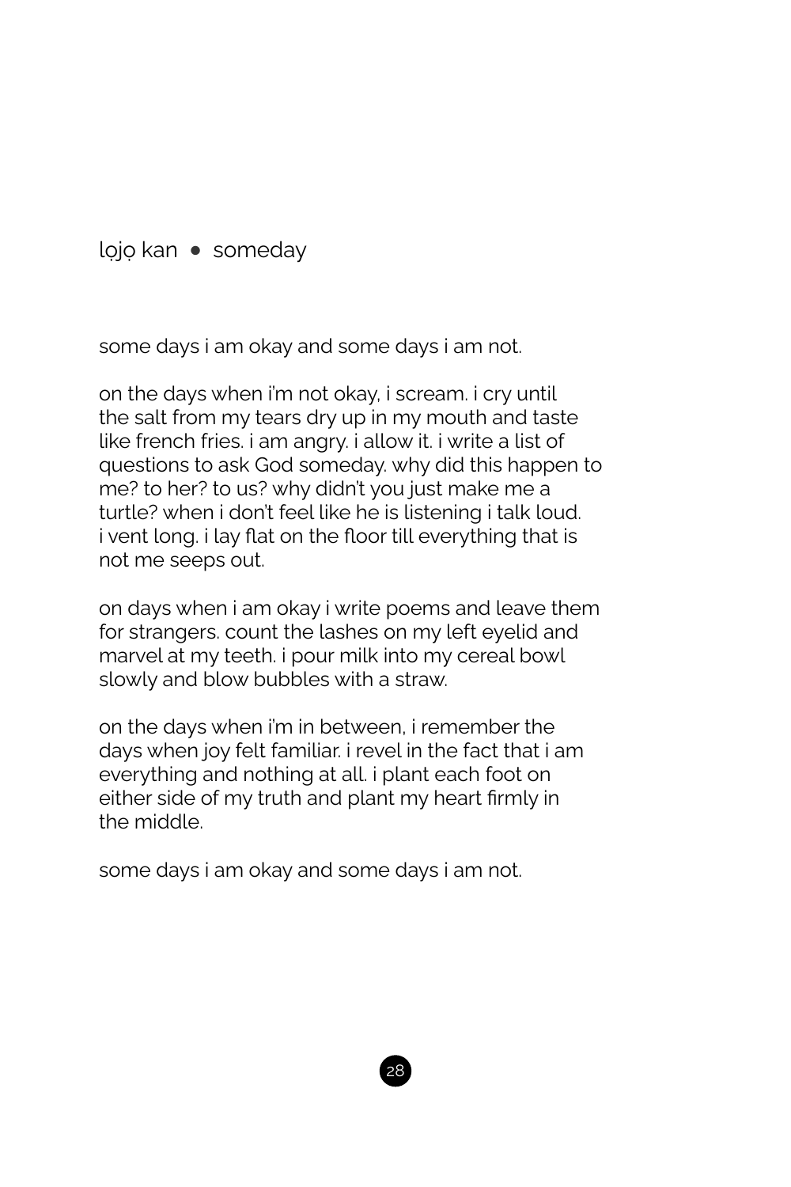## lọjọ kan • someday

some days i am okay and some days i am not.

on the days when i'm not okay, i scream. i cry until the salt from my tears dry up in my mouth and taste like french fries. i am angry. i allow it. i write a list of questions to ask God someday. why did this happen to me? to her? to us? why didn't you just make me a turtle? when i don't feel like he is listening i talk loud. i vent long. i lay flat on the floor till everything that is not me seeps out.

on days when i am okay i write poems and leave them for strangers. count the lashes on my left eyelid and marvel at my teeth. i pour milk into my cereal bowl slowly and blow bubbles with a straw.

on the days when i'm in between, i remember the days when joy felt familiar. i revel in the fact that i am everything and nothing at all. i plant each foot on either side of my truth and plant my heart firmly in the middle.

some days i am okay and some days i am not.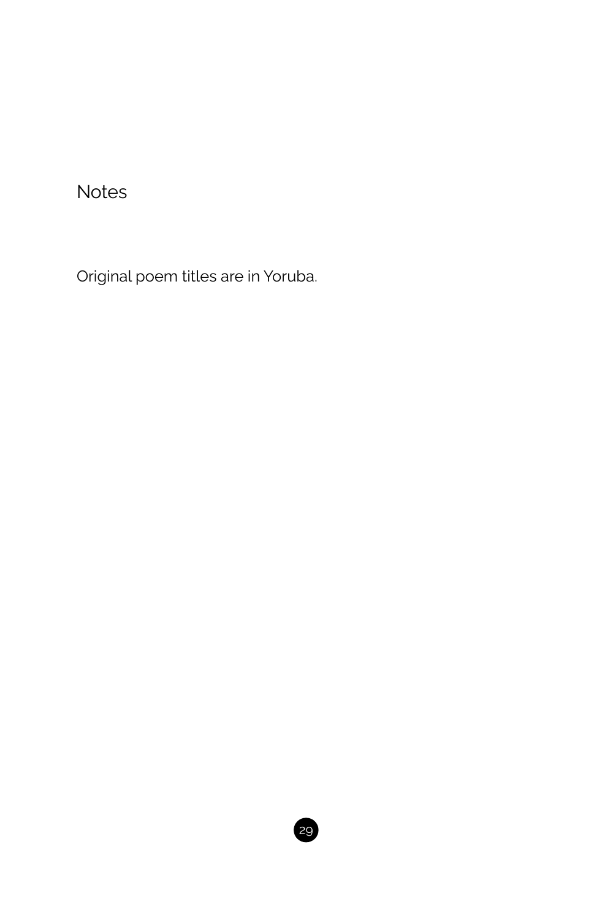## Notes

Original poem titles are in Yoruba.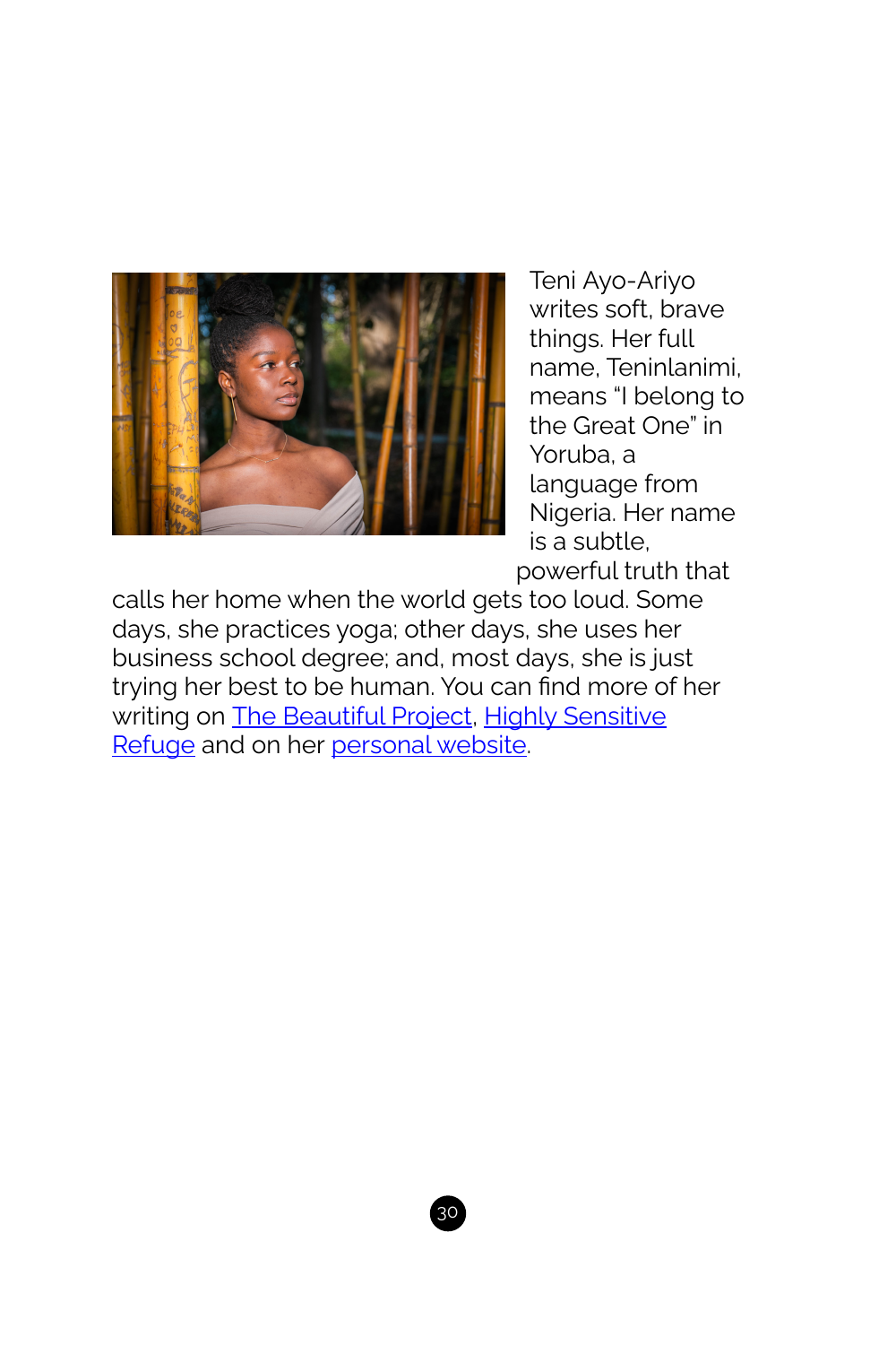Teni Ayo-Ariyo writes soft, brave things. Her full name, Teninlanimi, means "I belong to the Great One" in Yoruba, a language from Nigeria. Her name is a subtle, powerful truth that calls her home when the world gets too loud. Some days, she practices yoga; other days, she uses her business school degree; and, most days, she is just trying her best to be human. You can find more of her writing on The Beautiful Project, Highly Sensitive Refuge and on her personal website.